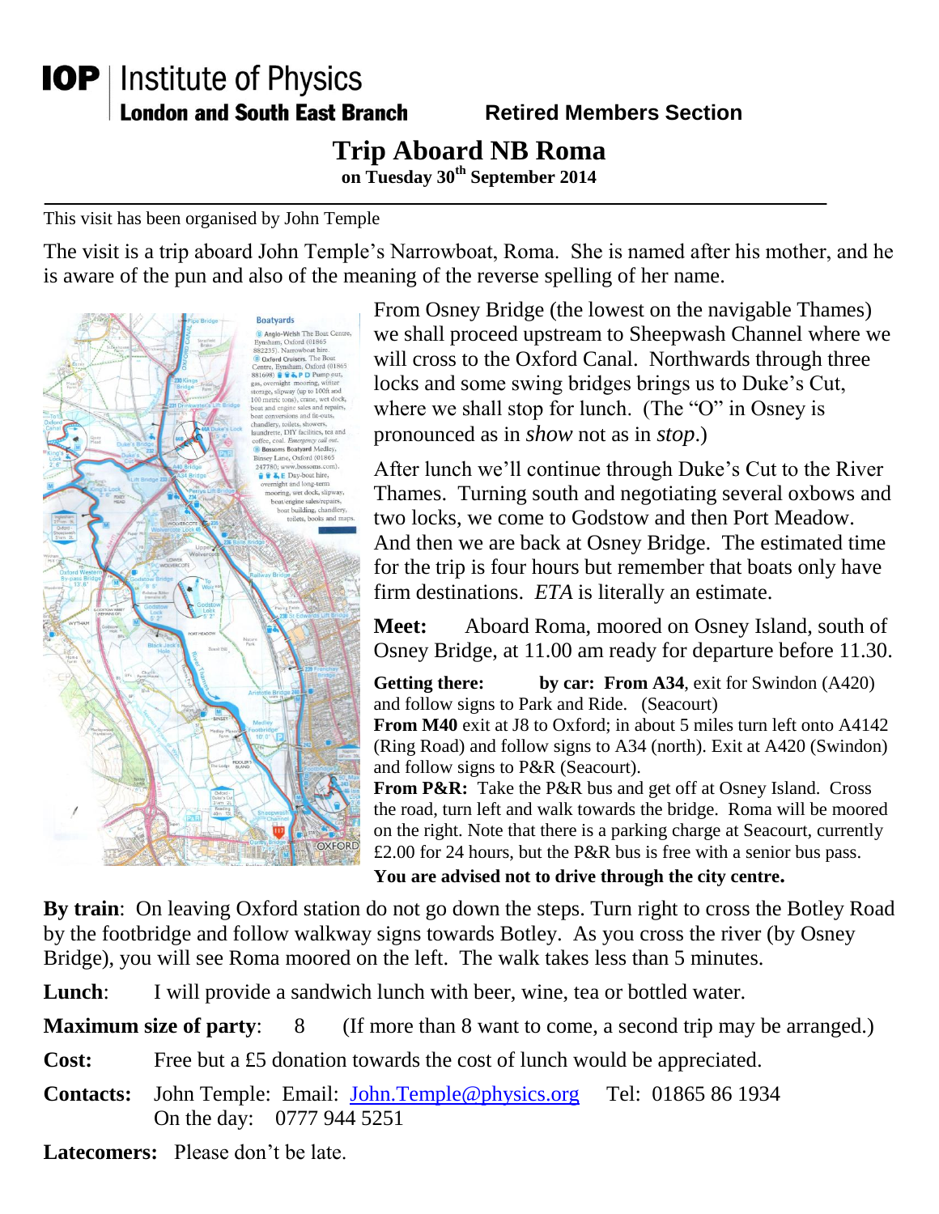**IOP** | Institute of Physics
**London and South East Branch** **Retired Members Section**

# Trip Aboard NB Roma

**on Tuesday 30th September 2014**

---

This visit has been organised by John Temple

The visit is a trip aboard John Temple's Narrowboat, Roma. She is named after his mother, and he is aware of the pun and also of the meaning of the reverse spelling of her name.

From Osney Bridge (the lowest on the navigable Thames) we shall proceed upstream to Sheepwash Channel where we will cross to the Oxford Canal. Northwards through three locks and some swing bridges brings us to Duke's Cut, where we shall stop for lunch. (The "O" in Osney is pronounced as in *show* not as in *stop*.)

After lunch we'll continue through Duke's Cut to the River Thames. Turning south and negotiating several oxbows and two locks, we come to Godstow and then Port Meadow. And then we are back at Osney Bridge. The estimated time for the trip is four hours but remember that boats only have firm destinations. *ETA* is literally an estimate.

**Meet:** Aboard Roma, moored on Osney Island, south of Osney Bridge, at 11.00 am ready for departure before 11.30.

**Getting there:** **by car: From A34**, exit for Swindon (A420) and follow signs to Park and Ride. (Seacourt)
**From M40** exit at J8 to Oxford; in about 5 miles turn left onto A4142 (Ring Road) and follow signs to A34 (north). Exit at A420 (Swindon) and follow signs to P&R (Seacourt).
**From P&R:** Take the P&R bus and get off at Osney Island. Cross the road, turn left and walk towards the bridge. Roma will be moored on the right. Note that there is a parking charge at Seacourt, currently £2.00 for 24 hours, but the P&R bus is free with a senior bus pass.
**You are advised not to drive through the city centre.**

**By train**: On leaving Oxford station do not go down the steps. Turn right to cross the Botley Road by the footbridge and follow walkway signs towards Botley. As you cross the river (by Osney Bridge), you will see Roma moored on the left. The walk takes less than 5 minutes.

**Lunch**: I will provide a sandwich lunch with beer, wine, tea or bottled water.

**Maximum size of party**: 8 (If more than 8 want to come, a second trip may be arranged.)

**Cost:** Free but a £5 donation towards the cost of lunch would be appreciated.

**Contacts:** John Temple: Email: John.Temple@physics.org Tel: 01865 86 1934
On the day: 0777 944 5251

**Latecomers:** Please don't be late.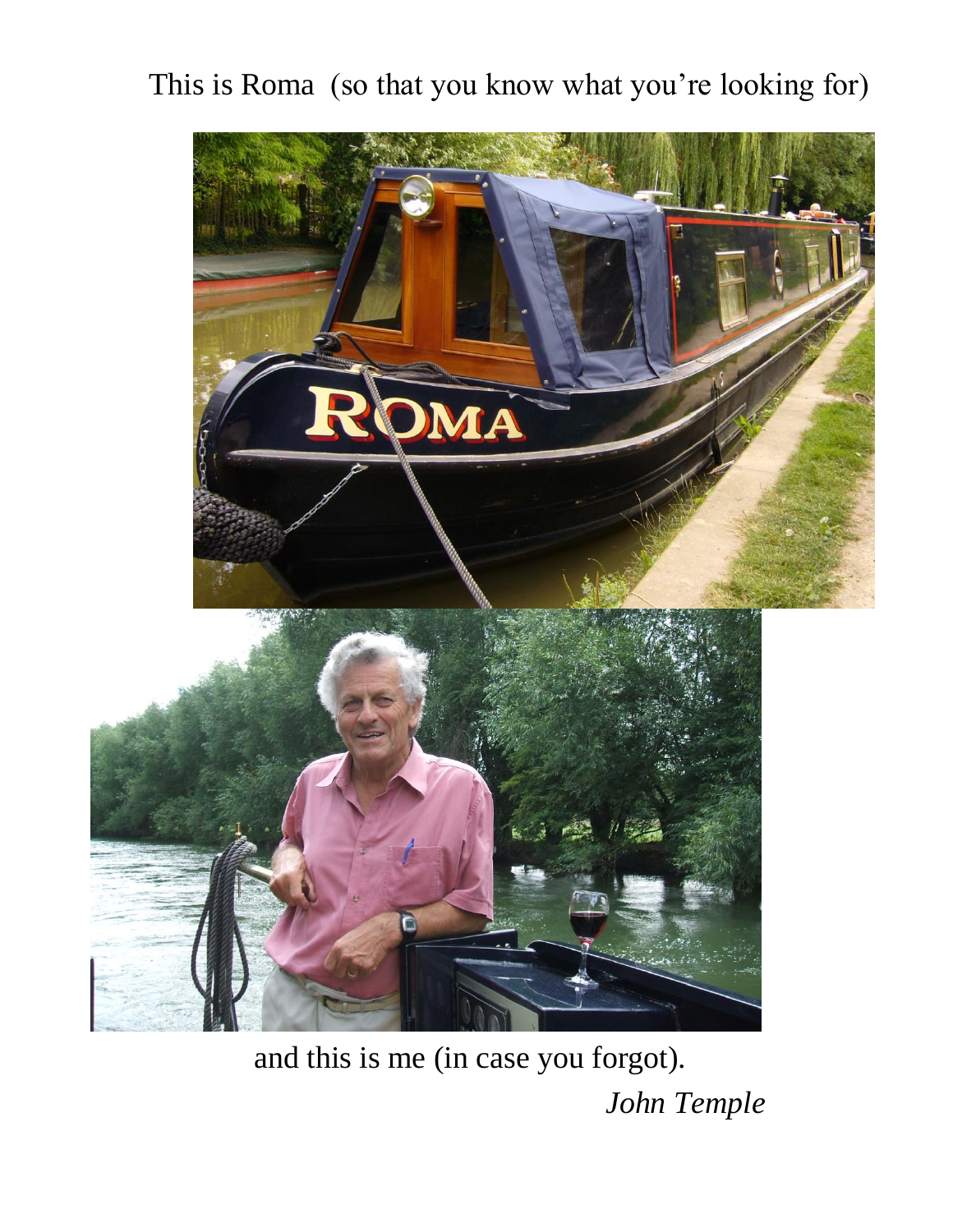This is Roma (so that you know what you're looking for)

and this is me (in case you forgot).

*John Temple*